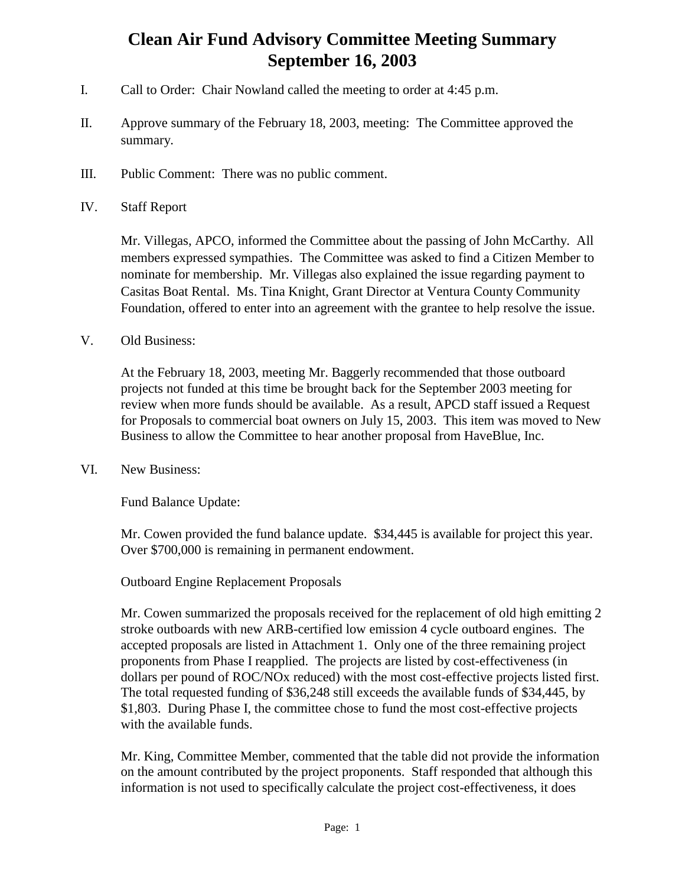# Clean Air Fund Advisory Committee Meeting Summary
# September 16, 2003

I. Call to Order: Chair Nowland called the meeting to order at 4:45 p.m.

II. Approve summary of the February 18, 2003, meeting: The Committee approved the summary.

III. Public Comment: There was no public comment.

IV. Staff Report

Mr. Villegas, APCO, informed the Committee about the passing of John McCarthy. All members expressed sympathies. The Committee was asked to find a Citizen Member to nominate for membership. Mr. Villegas also explained the issue regarding payment to Casitas Boat Rental. Ms. Tina Knight, Grant Director at Ventura County Community Foundation, offered to enter into an agreement with the grantee to help resolve the issue.

V. Old Business:

At the February 18, 2003, meeting Mr. Baggerly recommended that those outboard projects not funded at this time be brought back for the September 2003 meeting for review when more funds should be available. As a result, APCD staff issued a Request for Proposals to commercial boat owners on July 15, 2003. This item was moved to New Business to allow the Committee to hear another proposal from HaveBlue, Inc.

VI. New Business:

Fund Balance Update:

Mr. Cowen provided the fund balance update. $34,445 is available for project this year. Over $700,000 is remaining in permanent endowment.

Outboard Engine Replacement Proposals

Mr. Cowen summarized the proposals received for the replacement of old high emitting 2 stroke outboards with new ARB-certified low emission 4 cycle outboard engines. The accepted proposals are listed in Attachment 1. Only one of the three remaining project proponents from Phase I reapplied. The projects are listed by cost-effectiveness (in dollars per pound of ROC/NOx reduced) with the most cost-effective projects listed first. The total requested funding of $36,248 still exceeds the available funds of $34,445, by $1,803. During Phase I, the committee chose to fund the most cost-effective projects with the available funds.

Mr. King, Committee Member, commented that the table did not provide the information on the amount contributed by the project proponents. Staff responded that although this information is not used to specifically calculate the project cost-effectiveness, it does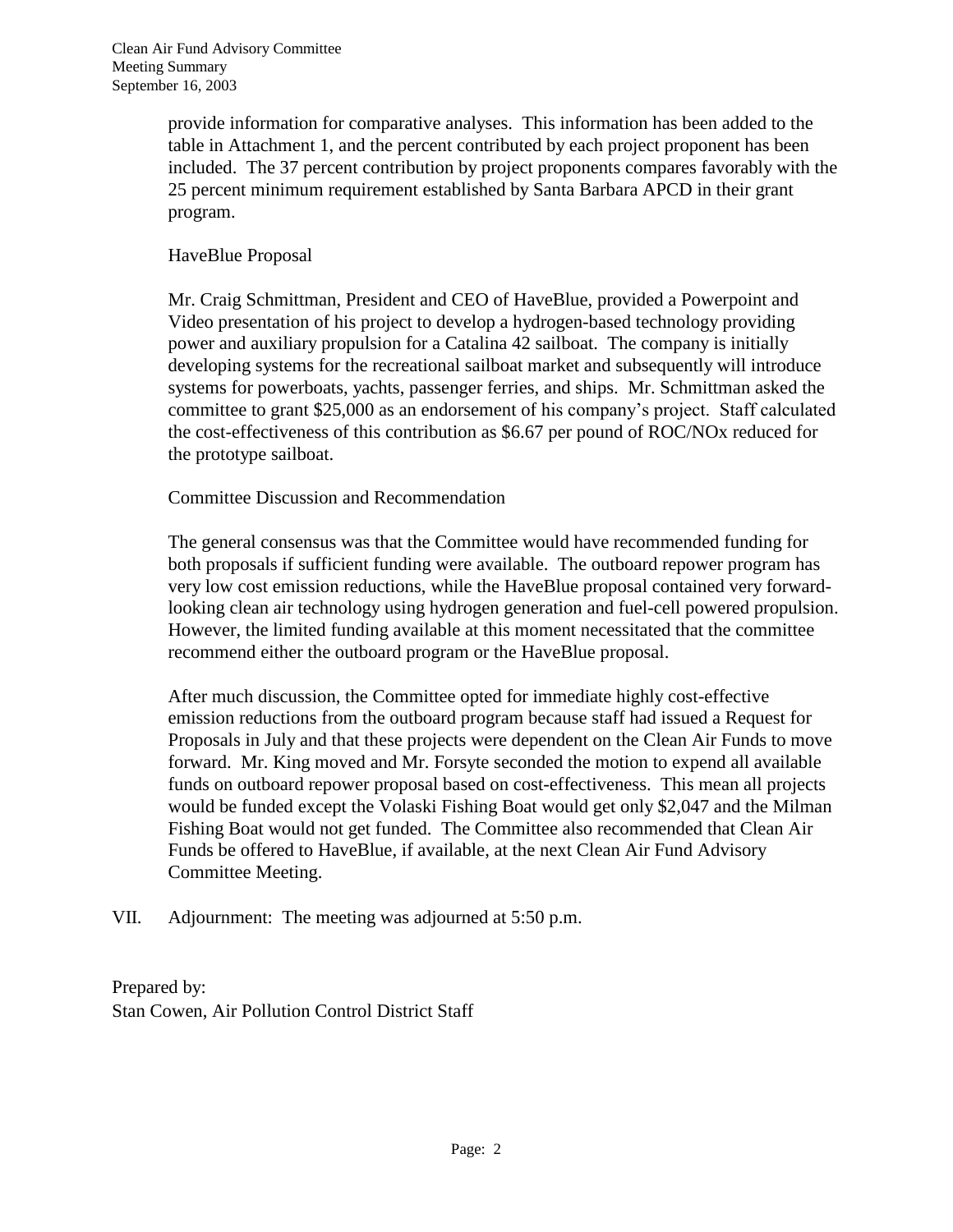provide information for comparative analyses. This information has been added to the table in Attachment 1, and the percent contributed by each project proponent has been included. The 37 percent contribution by project proponents compares favorably with the 25 percent minimum requirement established by Santa Barbara APCD in their grant program.

HaveBlue Proposal

Mr. Craig Schmittman, President and CEO of HaveBlue, provided a Powerpoint and Video presentation of his project to develop a hydrogen-based technology providing power and auxiliary propulsion for a Catalina 42 sailboat. The company is initially developing systems for the recreational sailboat market and subsequently will introduce systems for powerboats, yachts, passenger ferries, and ships. Mr. Schmittman asked the committee to grant $25,000 as an endorsement of his company's project. Staff calculated the cost-effectiveness of this contribution as $6.67 per pound of ROC/NOx reduced for the prototype sailboat.

Committee Discussion and Recommendation

The general consensus was that the Committee would have recommended funding for both proposals if sufficient funding were available. The outboard repower program has very low cost emission reductions, while the HaveBlue proposal contained very forward-looking clean air technology using hydrogen generation and fuel-cell powered propulsion. However, the limited funding available at this moment necessitated that the committee recommend either the outboard program or the HaveBlue proposal.

After much discussion, the Committee opted for immediate highly cost-effective emission reductions from the outboard program because staff had issued a Request for Proposals in July and that these projects were dependent on the Clean Air Funds to move forward. Mr. King moved and Mr. Forsyte seconded the motion to expend all available funds on outboard repower proposal based on cost-effectiveness. This mean all projects would be funded except the Volaski Fishing Boat would get only $2,047 and the Milman Fishing Boat would not get funded. The Committee also recommended that Clean Air Funds be offered to HaveBlue, if available, at the next Clean Air Fund Advisory Committee Meeting.

VII. Adjournment: The meeting was adjourned at 5:50 p.m.

Prepared by:
Stan Cowen, Air Pollution Control District Staff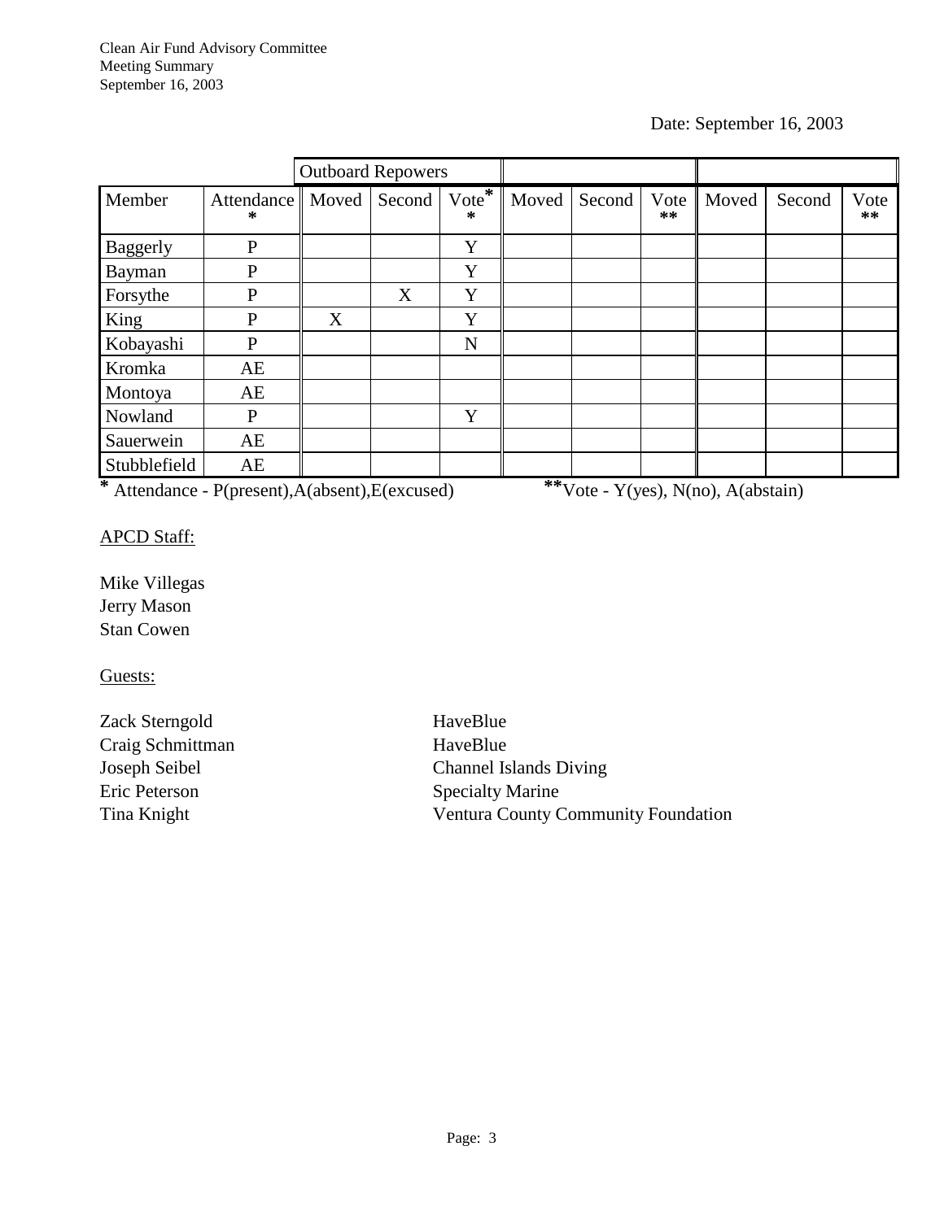Date: September 16, 2003

| | | Outboard Repowers | | | | | | | | |
|---|---|---|---|---|---|---|---|---|---|---|
| Member | Attendance * | Moved | Second | Vote* * | Moved | Second | Vote ** | Moved | Second | Vote ** |
| Baggerly | P | | | Y | | | | | | |
| Bayman | P | | | Y | | | | | | |
| Forsythe | P | | X | Y | | | | | | |
| King | P | X | | Y | | | | | | |
| Kobayashi | P | | | N | | | | | | |
| Kromka | AE | | | | | | | | | |
| Montoya | AE | | | | | | | | | |
| Nowland | P | | | Y | | | | | | |
| Sauerwein | AE | | | | | | | | | |
| Stubblefield | AE | | | | | | | | | |

* Attendance - P(present),A(absent),E(excused) **Vote - Y(yes), N(no), A(abstain)

APCD Staff:

Mike Villegas
Jerry Mason
Stan Cowen

Guests:

| | |
|---|---|
| Zack Sterngold | HaveBlue |
| Craig Schmittman | HaveBlue |
| Joseph Seibel | Channel Islands Diving |
| Eric Peterson | Specialty Marine |
| Tina Knight | Ventura County Community Foundation |